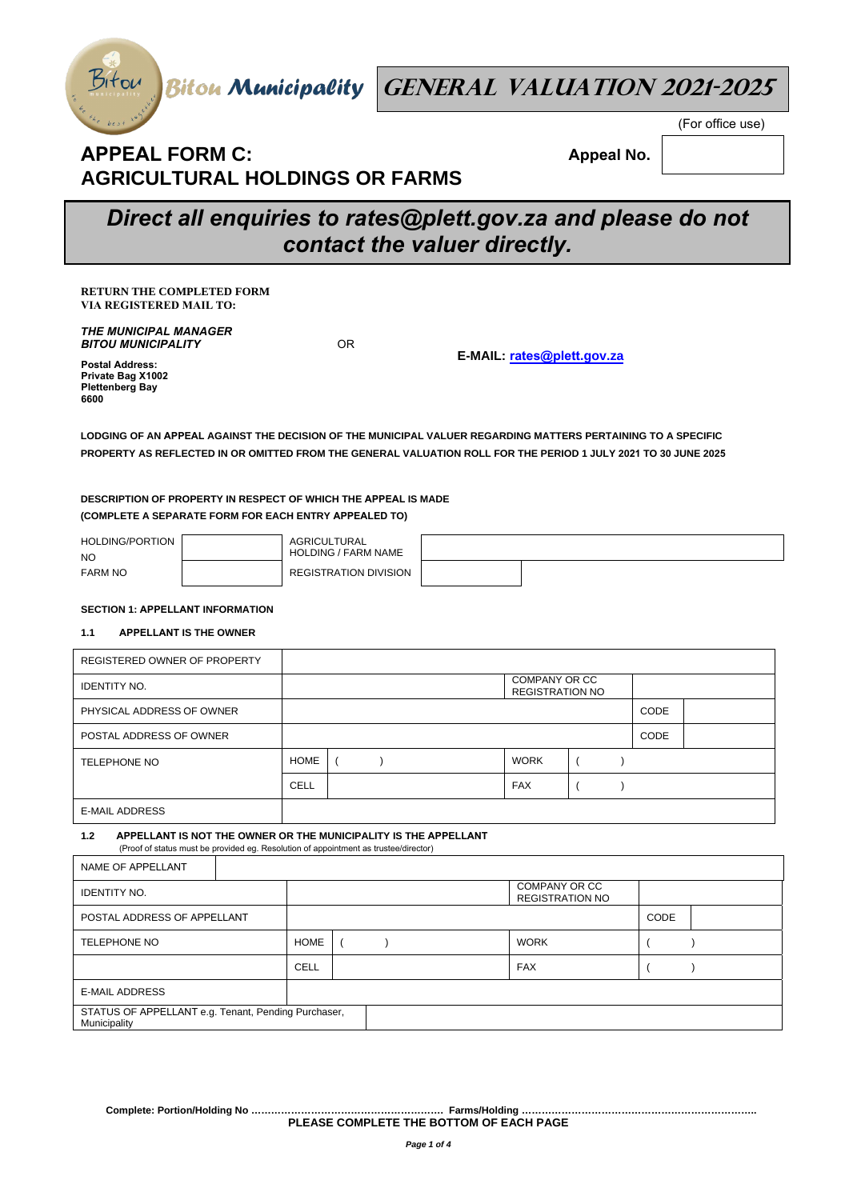**Bitou Municipality**

# GENERAL VALUATION 2021-2025

(For office use)

## APPEAL FORM C: AGRICULTURAL HOLDINGS OR FARMS

**Appeal No.** 

***Direct all enquiries to rates@plett.gov.za and please do not contact the valuer directly.***

**RETURN THE COMPLETED FORM VIA REGISTERED MAIL TO:**

***THE MUNICIPAL MANAGER***
***BITOU MUNICIPALITY***

**Postal Address:**
**Private Bag X1002**
**Plettenberg Bay**
**6600**

OR

**E-MAIL: rates@plett.gov.za**

**LODGING OF AN APPEAL AGAINST THE DECISION OF THE MUNICIPAL VALUER REGARDING MATTERS PERTAINING TO A SPECIFIC PROPERTY AS REFLECTED IN OR OMITTED FROM THE GENERAL VALUATION ROLL FOR THE PERIOD 1 JULY 2021 TO 30 JUNE 2025**

**DESCRIPTION OF PROPERTY IN RESPECT OF WHICH THE APPEAL IS MADE**
**(COMPLETE A SEPARATE FORM FOR EACH ENTRY APPEALED TO)**

| | | | |
|---|---|---|---|
| HOLDING/PORTION NO | | AGRICULTURAL HOLDING / FARM NAME | |
| FARM NO | | REGISTRATION DIVISION | |

**SECTION 1: APPELLANT INFORMATION**

**1.1 APPELLANT IS THE OWNER**

| | | | | | |
|---|---|---|---|---|---|
| REGISTERED OWNER OF PROPERTY | | | | | |
| IDENTITY NO. | | | COMPANY OR CC REGISTRATION NO | | |
| PHYSICAL ADDRESS OF OWNER | | | | CODE | |
| POSTAL ADDRESS OF OWNER | | | | CODE | |
| TELEPHONE NO | HOME | (   ) | WORK | (   ) | |
| | CELL | | FAX | (   ) | |
| E-MAIL ADDRESS | | | | | |

**1.2 APPELLANT IS NOT THE OWNER OR THE MUNICIPALITY IS THE APPELLANT**
(Proof of status must be provided eg. Resolution of appointment as trustee/director)

| | | | | | |
|---|---|---|---|---|---|
| NAME OF APPELLANT | | | | | |
| IDENTITY NO. | | | COMPANY OR CC REGISTRATION NO | | |
| POSTAL ADDRESS OF APPELLANT | | | | CODE | |
| TELEPHONE NO | HOME | (   ) | WORK | (   ) | |
| | CELL | | FAX | (   ) | |
| E-MAIL ADDRESS | | | | | |
| STATUS OF APPELLANT e.g. Tenant, Pending Purchaser, Municipality | | | | | |

**Complete: Portion/Holding No ………………………………………………… Farms/Holding ……………………………………………………………**
**PLEASE COMPLETE THE BOTTOM OF EACH PAGE**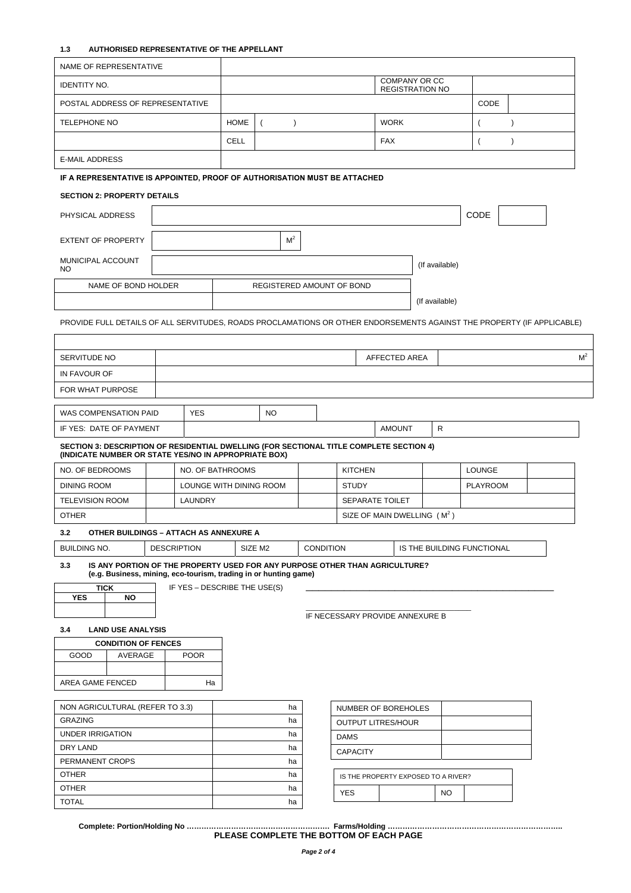### 1.3 AUTHORISED REPRESENTATIVE OF THE APPELLANT

| NAME OF REPRESENTATIVE | | | | |
|---|---|---|---|---|
| IDENTITY NO. | | | COMPANY OR CC REGISTRATION NO | |
| POSTAL ADDRESS OF REPRESENTATIVE | | | CODE | |
| TELEPHONE NO | HOME | ( ) | WORK | ( ) |
| | CELL | | FAX | ( ) |
| E-MAIL ADDRESS | | | | |

**IF A REPRESENTATIVE IS APPOINTED, PROOF OF AUTHORISATION MUST BE ATTACHED**

**SECTION 2: PROPERTY DETAILS**

| PHYSICAL ADDRESS | | CODE | |
|---|---|---|---|
| EXTENT OF PROPERTY | $M^2$ | | |
| MUNICIPAL ACCOUNT NO | | (If available) | |

| NAME OF BOND HOLDER | REGISTERED AMOUNT OF BOND | |
|---|---|---|
| | | (If available) |

PROVIDE FULL DETAILS OF ALL SERVITUDES, ROADS PROCLAMATIONS OR OTHER ENDORSEMENTS AGAINST THE PROPERTY (IF APPLICABLE)

| SERVITUDE NO | | AFFECTED AREA | $M^2$ |
|---|---|---|---|
| IN FAVOUR OF | | | |
| FOR WHAT PURPOSE | | | |

| WAS COMPENSATION PAID | YES | NO | | | |
|---|---|---|---|---|---|
| IF YES: DATE OF PAYMENT | | | | AMOUNT | R |

**SECTION 3: DESCRIPTION OF RESIDENTIAL DWELLING (FOR SECTIONAL TITLE COMPLETE SECTION 4) (INDICATE NUMBER OR STATE YES/NO IN APPROPRIATE BOX)**

| NO. OF BEDROOMS | | NO. OF BATHROOMS | | KITCHEN | | LOUNGE | |
|---|---|---|---|---|---|---|---|
| DINING ROOM | | LOUNGE WITH DINING ROOM | | STUDY | | PLAYROOM | |
| TELEVISION ROOM | | LAUNDRY | | SEPARATE TOILET | | | |
| OTHER | | | | SIZE OF MAIN DWELLING ( $M^2$ ) | | | |

### 3.2 OTHER BUILDINGS – ATTACH AS ANNEXURE A

| BUILDING NO. | DESCRIPTION | SIZE M2 | CONDITION | IS THE BUILDING FUNCTIONAL |
|---|---|---|---|---|

### 3.3 IS ANY PORTION OF THE PROPERTY USED FOR ANY PURPOSE OTHER THAN AGRICULTURE?
**(e.g. Business, mining, eco-tourism, trading in or hunting game)**

| TICK | |
|---|---|
| **YES** | **NO** |
| | |

IF YES – DESCRIBE THE USE(S) ____________________________________________

____________________________________________

IF NECESSARY PROVIDE ANNEXURE B

### 3.4 LAND USE ANALYSIS

| CONDITION OF FENCES | | |
|---|---|---|
| GOOD | AVERAGE | POOR |
| | | |
| AREA GAME FENCED | | Ha |

| | |
|---|---|
| NON AGRICULTURAL (REFER TO 3.3) | ha |
| GRAZING | ha |
| UNDER IRRIGATION | ha |
| DRY LAND | ha |
| PERMANENT CROPS | ha |
| OTHER | ha |
| OTHER | ha |
| TOTAL | ha |

| | |
|---|---|
| NUMBER OF BOREHOLES | |
| OUTPUT LITRES/HOUR | |
| DAMS | |
| CAPACITY | |

| IS THE PROPERTY EXPOSED TO A RIVER? | | | |
|---|---|---|---|
| YES | | NO | |

**Complete: Portion/Holding No …………………………………………………. Farms/Holding …………………………………………………………….**

**PLEASE COMPLETE THE BOTTOM OF EACH PAGE**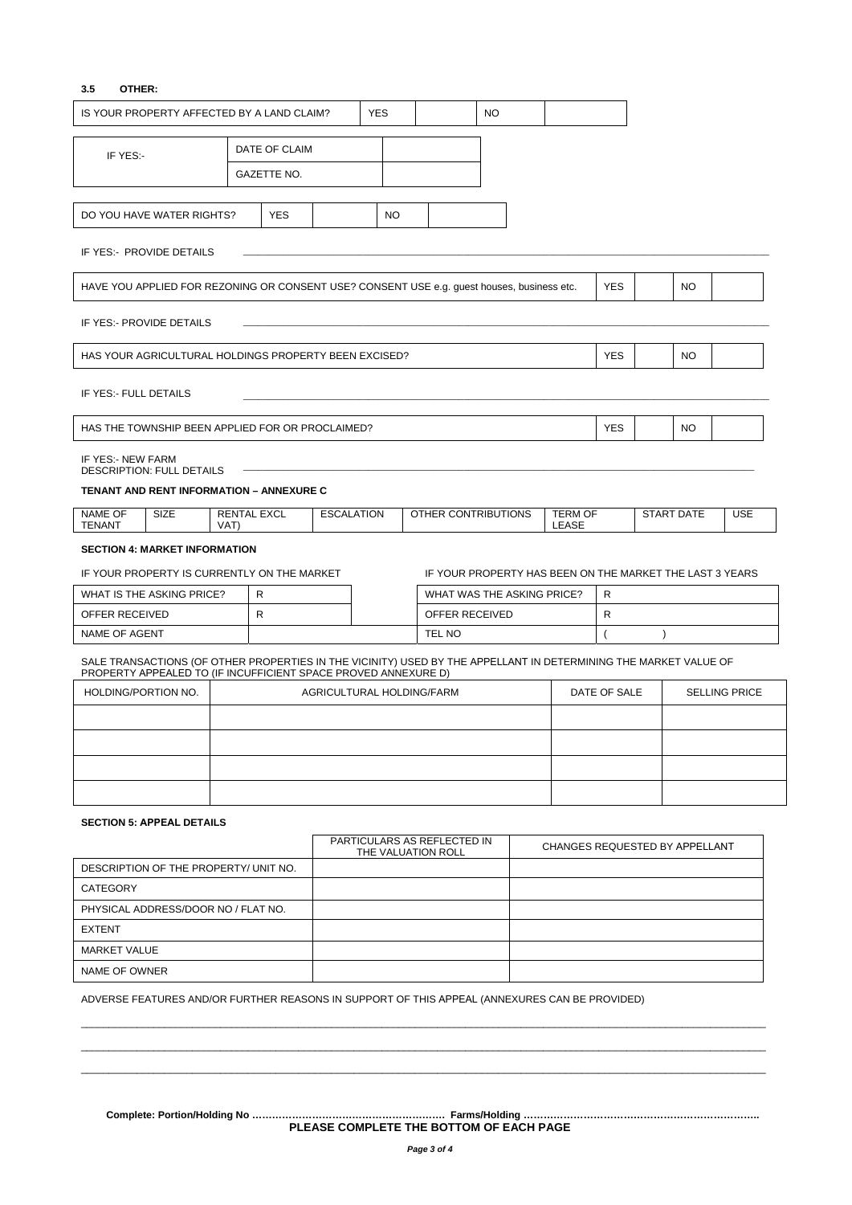### 3.5 OTHER:

| IS YOUR PROPERTY AFFECTED BY A LAND CLAIM? | YES | | NO | |
|---|---|---|---|---|

| IF YES:- | DATE OF CLAIM | |
|---|---|---|
| | GAZETTE NO. | |

| DO YOU HAVE WATER RIGHTS? | YES | | NO | |
|---|---|---|---|---|

IF YES:- PROVIDE DETAILS ____________________________________________________________

| HAVE YOU APPLIED FOR REZONING OR CONSENT USE? CONSENT USE e.g. guest houses, business etc. | YES | | NO | |
|---|---|---|---|---|

IF YES:- PROVIDE DETAILS ____________________________________________________________

| HAS YOUR AGRICULTURAL HOLDINGS PROPERTY BEEN EXCISED? | YES | | NO | |
|---|---|---|---|---|

IF YES:- FULL DETAILS ____________________________________________________________

| HAS THE TOWNSHIP BEEN APPLIED FOR OR PROCLAIMED? | YES | | NO | |
|---|---|---|---|---|

IF YES:- NEW FARM DESCRIPTION: FULL DETAILS ____________________________________________________________

**TENANT AND RENT INFORMATION – ANNEXURE C**

| NAME OF TENANT | SIZE | RENTAL EXCL VAT) | ESCALATION | OTHER CONTRIBUTIONS | TERM OF LEASE | START DATE | USE |
|---|---|---|---|---|---|---|---|

**SECTION 4: MARKET INFORMATION**

IF YOUR PROPERTY IS CURRENTLY ON THE MARKET

| WHAT IS THE ASKING PRICE? | R |
|---|---|
| OFFER RECEIVED | R |
| NAME OF AGENT | |

IF YOUR PROPERTY HAS BEEN ON THE MARKET THE LAST 3 YEARS

| WHAT WAS THE ASKING PRICE? | R |
|---|---|
| OFFER RECEIVED | R |
| TEL NO | ( ) |

SALE TRANSACTIONS (OF OTHER PROPERTIES IN THE VICINITY) USED BY THE APPELLANT IN DETERMINING THE MARKET VALUE OF PROPERTY APPEALED TO (IF INCUFFICIENT SPACE PROVED ANNEXURE D)

| HOLDING/PORTION NO. | AGRICULTURAL HOLDING/FARM | DATE OF SALE | SELLING PRICE |
|---|---|---|---|
| | | | |
| | | | |
| | | | |
| | | | |

**SECTION 5: APPEAL DETAILS**

| | PARTICULARS AS REFLECTED IN THE VALUATION ROLL | CHANGES REQUESTED BY APPELLANT |
|---|---|---|
| DESCRIPTION OF THE PROPERTY/ UNIT NO. | | |
| CATEGORY | | |
| PHYSICAL ADDRESS/DOOR NO / FLAT NO. | | |
| EXTENT | | |
| MARKET VALUE | | |
| NAME OF OWNER | | |

ADVERSE FEATURES AND/OR FURTHER REASONS IN SUPPORT OF THIS APPEAL (ANNEXURES CAN BE PROVIDED)

____________________________________________________________

____________________________________________________________

____________________________________________________________

**Complete: Portion/Holding No ………………………………………………… Farms/Holding ……………………………………………………………..**

**PLEASE COMPLETE THE BOTTOM OF EACH PAGE**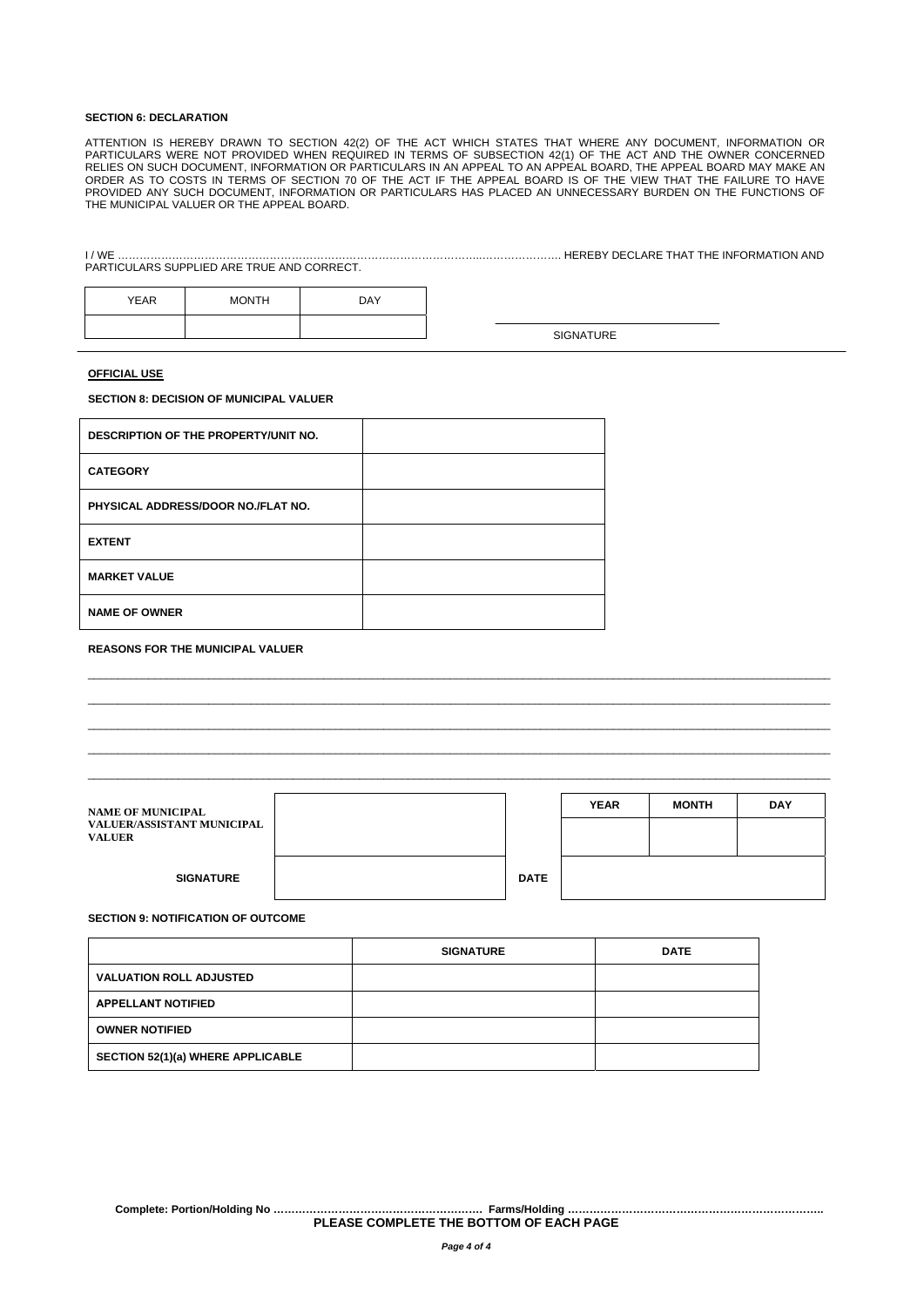**SECTION 6: DECLARATION**

ATTENTION IS HEREBY DRAWN TO SECTION 42(2) OF THE ACT WHICH STATES THAT WHERE ANY DOCUMENT, INFORMATION OR PARTICULARS WERE NOT PROVIDED WHEN REQUIRED IN TERMS OF SUBSECTION 42(1) OF THE ACT AND THE OWNER CONCERNED RELIES ON SUCH DOCUMENT, INFORMATION OR PARTICULARS IN AN APPEAL TO AN APPEAL BOARD, THE APPEAL BOARD MAY MAKE AN ORDER AS TO COSTS IN TERMS OF SECTION 70 OF THE ACT IF THE APPEAL BOARD IS OF THE VIEW THAT THE FAILURE TO HAVE PROVIDED ANY SUCH DOCUMENT, INFORMATION OR PARTICULARS HAS PLACED AN UNNECESSARY BURDEN ON THE FUNCTIONS OF THE MUNICIPAL VALUER OR THE APPEAL BOARD.

I / WE ……………………………………………………………………………………..………………… HEREBY DECLARE THAT THE INFORMATION AND PARTICULARS SUPPLIED ARE TRUE AND CORRECT.

| YEAR | MONTH | DAY |
|---|---|---|
| | | |

SIGNATURE

**OFFICIAL USE**

**SECTION 8: DECISION OF MUNICIPAL VALUER**

| | |
|---|---|
| **DESCRIPTION OF THE PROPERTY/UNIT NO.** | |
| **CATEGORY** | |
| **PHYSICAL ADDRESS/DOOR NO./FLAT NO.** | |
| **EXTENT** | |
| **MARKET VALUE** | |
| **NAME OF OWNER** | |

**REASONS FOR THE MUNICIPAL VALUER**

\_\_\_\_\_\_\_\_\_\_\_\_\_\_\_\_\_\_\_\_\_\_\_\_\_\_\_\_\_\_\_\_\_\_\_\_\_\_\_\_\_\_\_\_\_\_\_\_\_\_\_\_\_\_\_\_\_\_\_\_\_\_\_\_\_\_\_\_\_\_

\_\_\_\_\_\_\_\_\_\_\_\_\_\_\_\_\_\_\_\_\_\_\_\_\_\_\_\_\_\_\_\_\_\_\_\_\_\_\_\_\_\_\_\_\_\_\_\_\_\_\_\_\_\_\_\_\_\_\_\_\_\_\_\_\_\_\_\_\_\_

\_\_\_\_\_\_\_\_\_\_\_\_\_\_\_\_\_\_\_\_\_\_\_\_\_\_\_\_\_\_\_\_\_\_\_\_\_\_\_\_\_\_\_\_\_\_\_\_\_\_\_\_\_\_\_\_\_\_\_\_\_\_\_\_\_\_\_\_\_\_

\_\_\_\_\_\_\_\_\_\_\_\_\_\_\_\_\_\_\_\_\_\_\_\_\_\_\_\_\_\_\_\_\_\_\_\_\_\_\_\_\_\_\_\_\_\_\_\_\_\_\_\_\_\_\_\_\_\_\_\_\_\_\_\_\_\_\_\_\_\_

\_\_\_\_\_\_\_\_\_\_\_\_\_\_\_\_\_\_\_\_\_\_\_\_\_\_\_\_\_\_\_\_\_\_\_\_\_\_\_\_\_\_\_\_\_\_\_\_\_\_\_\_\_\_\_\_\_\_\_\_\_\_\_\_\_\_\_\_\_\_

| | | | YEAR | MONTH | DAY |
|---|---|---|---|---|---|
| **NAME OF MUNICIPAL VALUER/ASSISTANT MUNICIPAL VALUER** | | | | | |
| **SIGNATURE** | | **DATE** | | | |

**SECTION 9: NOTIFICATION OF OUTCOME**

| | SIGNATURE | DATE |
|---|---|---|
| **VALUATION ROLL ADJUSTED** | | |
| **APPELLANT NOTIFIED** | | |
| **OWNER NOTIFIED** | | |
| **SECTION 52(1)(a) WHERE APPLICABLE** | | |

**Complete: Portion/Holding No ………………………………………………… Farms/Holding ……………………………………………………………..**

**PLEASE COMPLETE THE BOTTOM OF EACH PAGE**